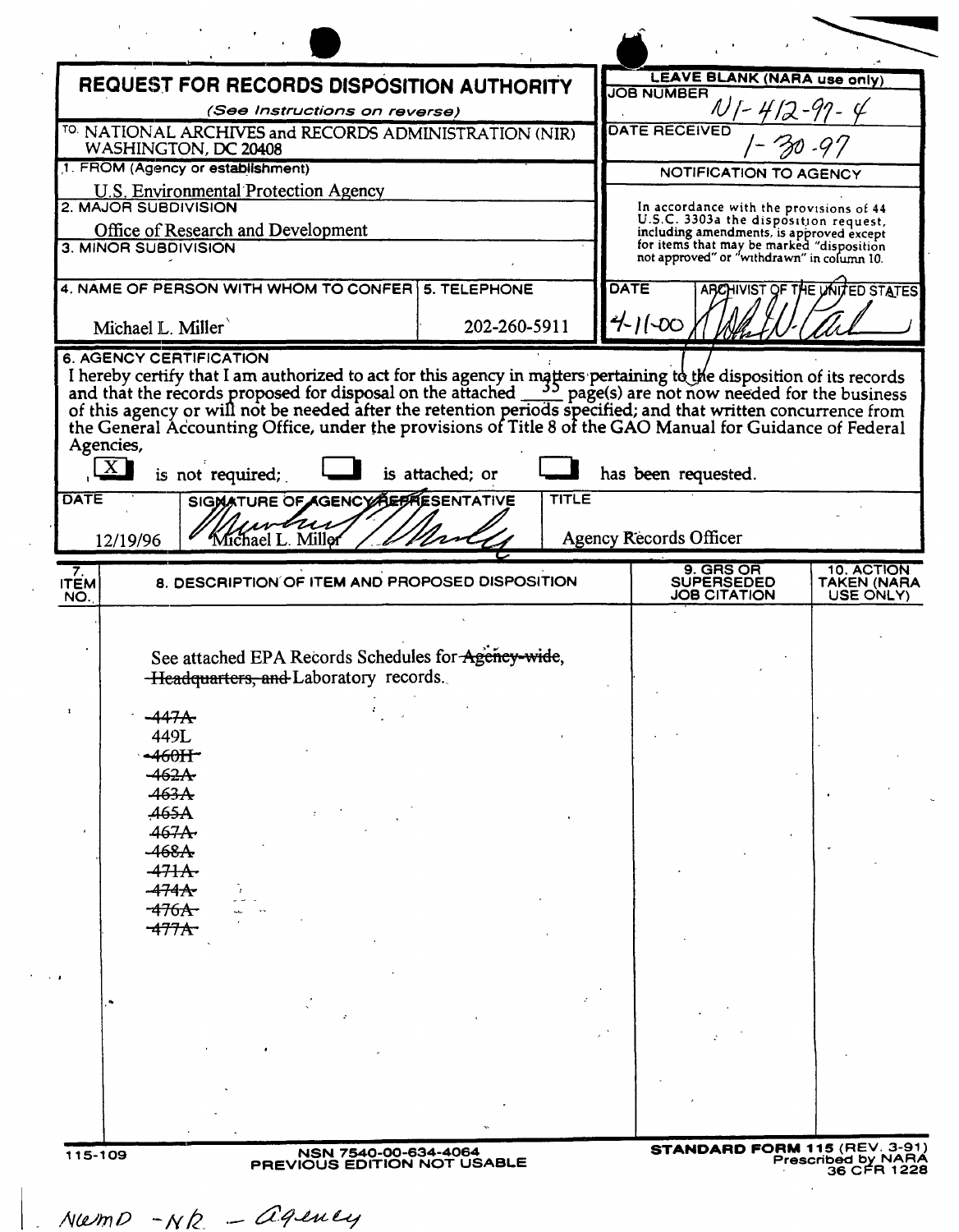# REQUEST FOR RECORDS DISPOSITION AUTHORITY

*(See Instructions on reverse)*

TO: NATIONAL ARCHIVES and RECORDS ADMINISTRATION (NIR) WASHINGTON, DC 20408

**LEAVE BLANK (NARA use only)**

JOB NUMBER: N1-412-97-4

DATE RECEIVED: 1-30-97

NOTIFICATION TO AGENCY

In accordance with the provisions of 44 U.S.C. 3303a the disposition request, including amendments, is approved except for items that may be marked "disposition not approved" or "withdrawn" in column 10.

DATE: 4-11-00 — ARCHIVIST OF THE UNITED STATES

1. FROM (Agency or establishment): U.S. Environmental Protection Agency

2. MAJOR SUBDIVISION: Office of Research and Development

3. MINOR SUBDIVISION:

4. NAME OF PERSON WITH WHOM TO CONFER: Michael L. Miller

5. TELEPHONE: 202-260-5911

6. AGENCY CERTIFICATION

I hereby certify that I am authorized to act for this agency in matters pertaining to the disposition of its records and that the records proposed for disposal on the attached 35 page(s) are not now needed for the business of this agency or will not be needed after the retention periods specified; and that written concurrence from the General Accounting Office, under the provisions of Title 8 of the GAO Manual for Guidance of Federal Agencies,

[X] is not required; [ ] is attached; or [ ] has been requested.

| DATE | SIGNATURE OF AGENCY REPRESENTATIVE | TITLE |
|---|---|---|
| 12/19/96 | Michael L. Miller | Agency Records Officer |

| 7. ITEM NO. | 8. DESCRIPTION OF ITEM AND PROPOSED DISPOSITION | 9. GRS OR SUPERSEDED JOB CITATION | 10. ACTION TAKEN (NARA USE ONLY) |
|---|---|---|---|
| | See attached EPA Records Schedules for ~~Agency-wide, Headquarters, and~~ Laboratory records. | | |
| | ~~447A~~ | | |
| | 449L | | |
| | ~~460H~~ | | |
| | ~~462A~~ | | |
| | ~~463A~~ | | |
| | 465A | | |
| | ~~467A~~ | | |
| | ~~468A~~ | | |
| | ~~471A~~ | | |
| | ~~474A~~ | | |
| | ~~476A~~ | | |
| | ~~477A~~ | | |

115-109 NSN 7540-00-634-4064 PREVIOUS EDITION NOT USABLE

STANDARD FORM 115 (REV. 3-91) Prescribed by NARA 36 CFR 1228

NWMD - NR - agency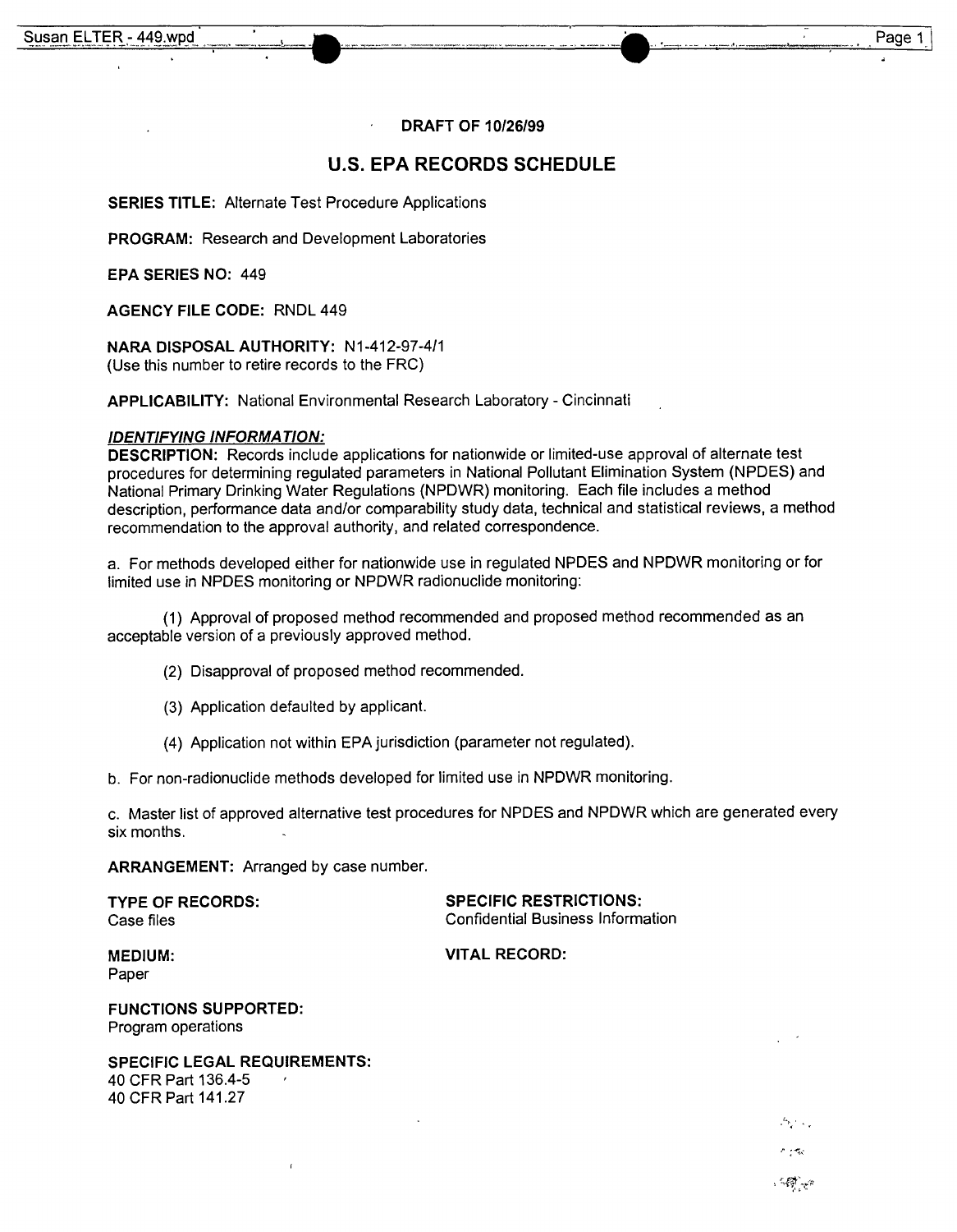**DRAFT OF 10/26/99**

## U.S. EPA RECORDS SCHEDULE

**SERIES TITLE:** Alternate Test Procedure Applications

**PROGRAM:** Research and Development Laboratories

**EPA SERIES NO:** 449

**AGENCY FILE CODE:** RNDL 449

**NARA DISPOSAL AUTHORITY:** N1-412-97-4/1
(Use this number to retire records to the FRC)

**APPLICABILITY:** National Environmental Research Laboratory - Cincinnati

***IDENTIFYING INFORMATION:***

**DESCRIPTION:** Records include applications for nationwide or limited-use approval of alternate test procedures for determining regulated parameters in National Pollutant Elimination System (NPDES) and National Primary Drinking Water Regulations (NPDWR) monitoring. Each file includes a method description, performance data and/or comparability study data, technical and statistical reviews, a method recommendation to the approval authority, and related correspondence.

a. For methods developed either for nationwide use in regulated NPDES and NPDWR monitoring or for limited use in NPDES monitoring or NPDWR radionuclide monitoring:

(1) Approval of proposed method recommended and proposed method recommended as an acceptable version of a previously approved method.

(2) Disapproval of proposed method recommended.

(3) Application defaulted by applicant.

(4) Application not within EPA jurisdiction (parameter not regulated).

b. For non-radionuclide methods developed for limited use in NPDWR monitoring.

c. Master list of approved alternative test procedures for NPDES and NPDWR which are generated every six months.

**ARRANGEMENT:** Arranged by case number.

**TYPE OF RECORDS:**
Case files

**SPECIFIC RESTRICTIONS:**
Confidential Business Information

**MEDIUM:**
Paper

**VITAL RECORD:**

**FUNCTIONS SUPPORTED:**
Program operations

**SPECIFIC LEGAL REQUIREMENTS:**
40 CFR Part 136.4-5
40 CFR Part 141.27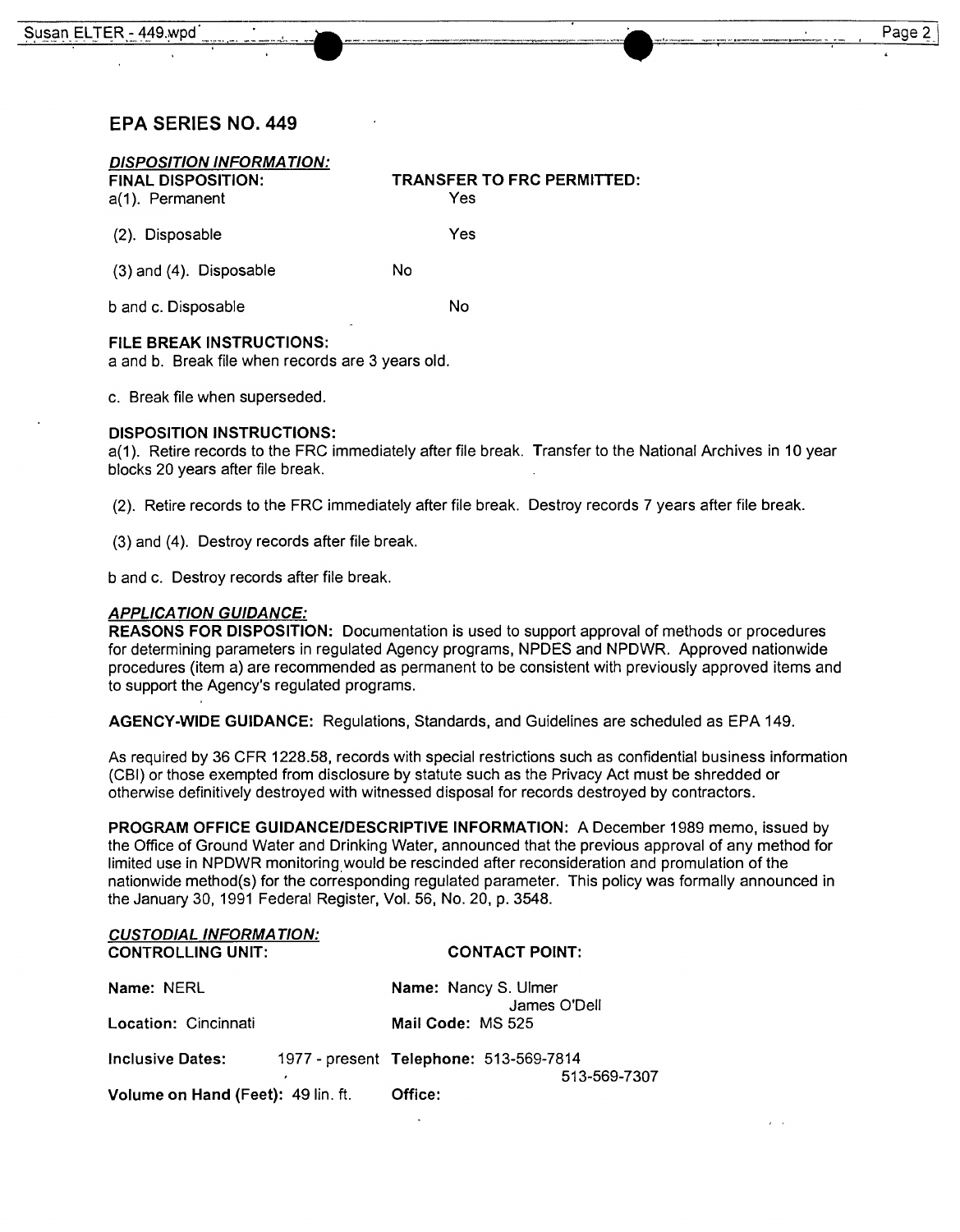## EPA SERIES NO. 449

***DISPOSITION INFORMATION:***

| FINAL DISPOSITION: | TRANSFER TO FRC PERMITTED: |
|---|---|
| a(1). Permanent | Yes |
| (2). Disposable | Yes |
| (3) and (4). Disposable | No |
| b and c. Disposable | No |

**FILE BREAK INSTRUCTIONS:**
a and b. Break file when records are 3 years old.

c. Break file when superseded.

**DISPOSITION INSTRUCTIONS:**
a(1). Retire records to the FRC immediately after file break. Transfer to the National Archives in 10 year blocks 20 years after file break.

(2). Retire records to the FRC immediately after file break. Destroy records 7 years after file break.

(3) and (4). Destroy records after file break.

b and c. Destroy records after file break.

***APPLICATION GUIDANCE:***
**REASONS FOR DISPOSITION:** Documentation is used to support approval of methods or procedures for determining parameters in regulated Agency programs, NPDES and NPDWR. Approved nationwide procedures (item a) are recommended as permanent to be consistent with previously approved items and to support the Agency's regulated programs.

**AGENCY-WIDE GUIDANCE:** Regulations, Standards, and Guidelines are scheduled as EPA 149.

As required by 36 CFR 1228.58, records with special restrictions such as confidential business information (CBI) or those exempted from disclosure by statute such as the Privacy Act must be shredded or otherwise definitively destroyed with witnessed disposal for records destroyed by contractors.

**PROGRAM OFFICE GUIDANCE/DESCRIPTIVE INFORMATION:** A December 1989 memo, issued by the Office of Ground Water and Drinking Water, announced that the previous approval of any method for limited use in NPDWR monitoring would be rescinded after reconsideration and promulgation of the nationwide method(s) for the corresponding regulated parameter. This policy was formally announced in the January 30, 1991 Federal Register, Vol. 56, No. 20, p. 3548.

***CUSTODIAL INFORMATION:***

| CONTROLLING UNIT: | CONTACT POINT: |
|---|---|
| **Name:** NERL | **Name:** Nancy S. Ulmer<br>James O'Dell |
| **Location:** Cincinnati | **Mail Code:** MS 525 |
| **Inclusive Dates:** 1977 - present | **Telephone:** 513-569-7814<br>513-569-7307 |
| **Volume on Hand (Feet):** 49 lin. ft. | **Office:** |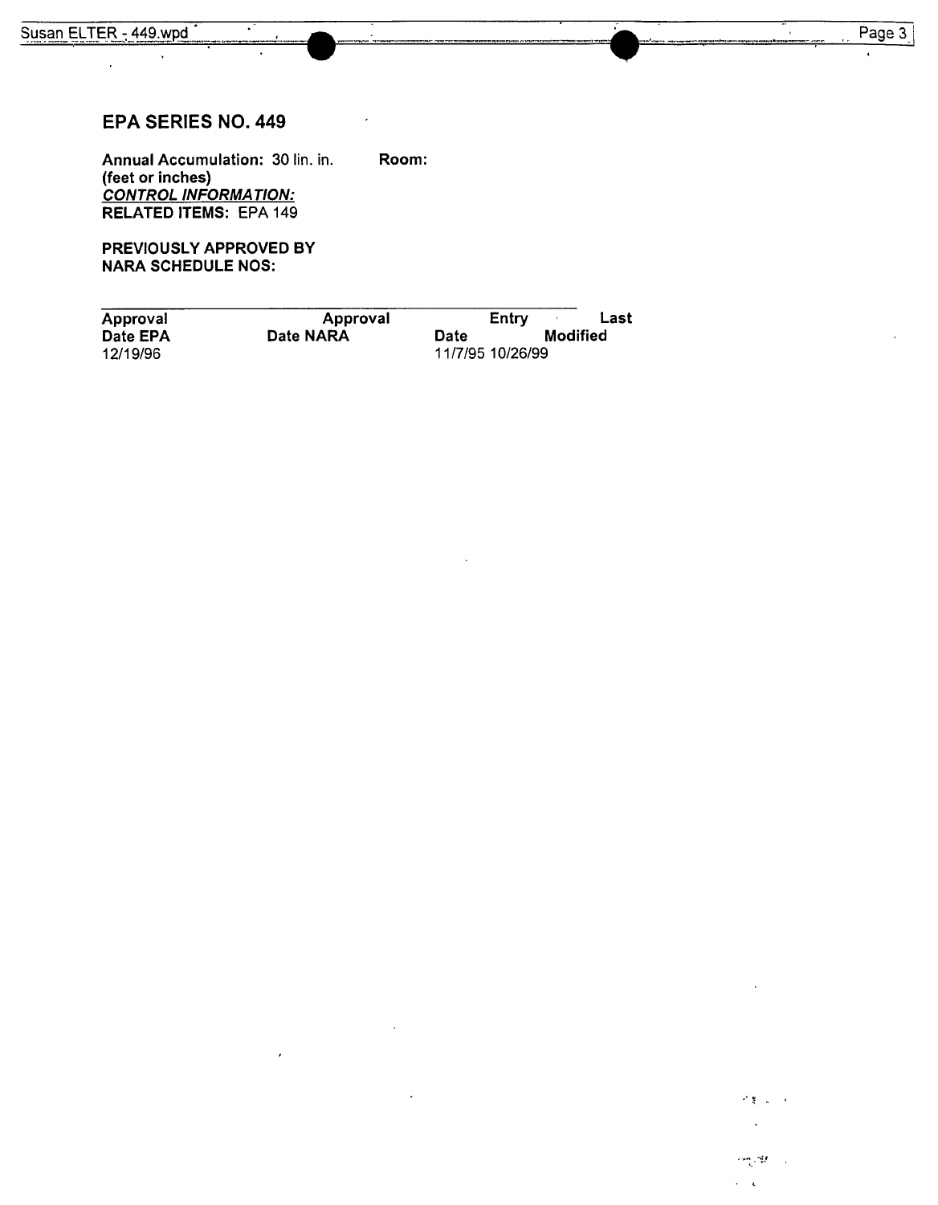## EPA SERIES NO. 449

**Annual Accumulation:** 30 lin. in. **Room:**
**(feet or inches)**
***CONTROL INFORMATION:***
**RELATED ITEMS:** EPA 149

**PREVIOUSLY APPROVED BY NARA SCHEDULE NOS:**

| Approval Date EPA | Approval Date NARA | Entry Date | Last Modified |
|---|---|---|---|
| 12/19/96 | | 11/7/95 | 10/26/99 |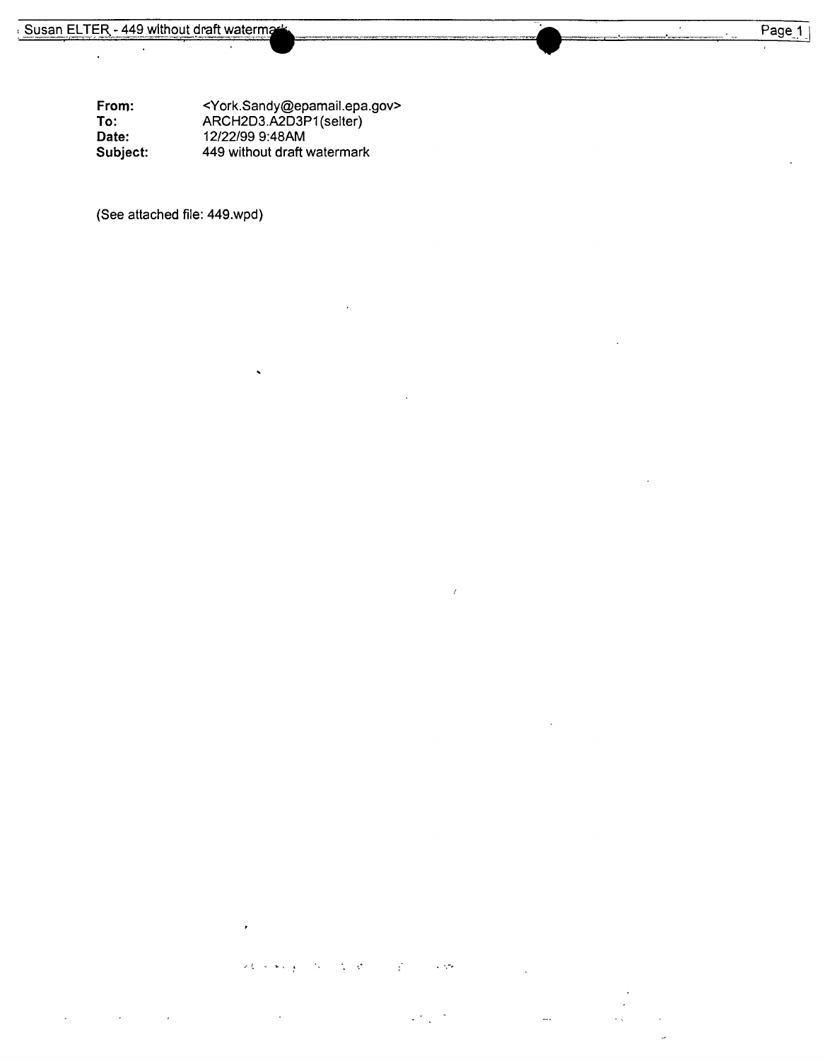**From:** <York.Sandy@epamail.epa.gov>
**To:** ARCH2D3.A2D3P1(selter)
**Date:** 12/22/99 9:48AM
**Subject:** 449 without draft watermark

(See attached file: 449.wpd)